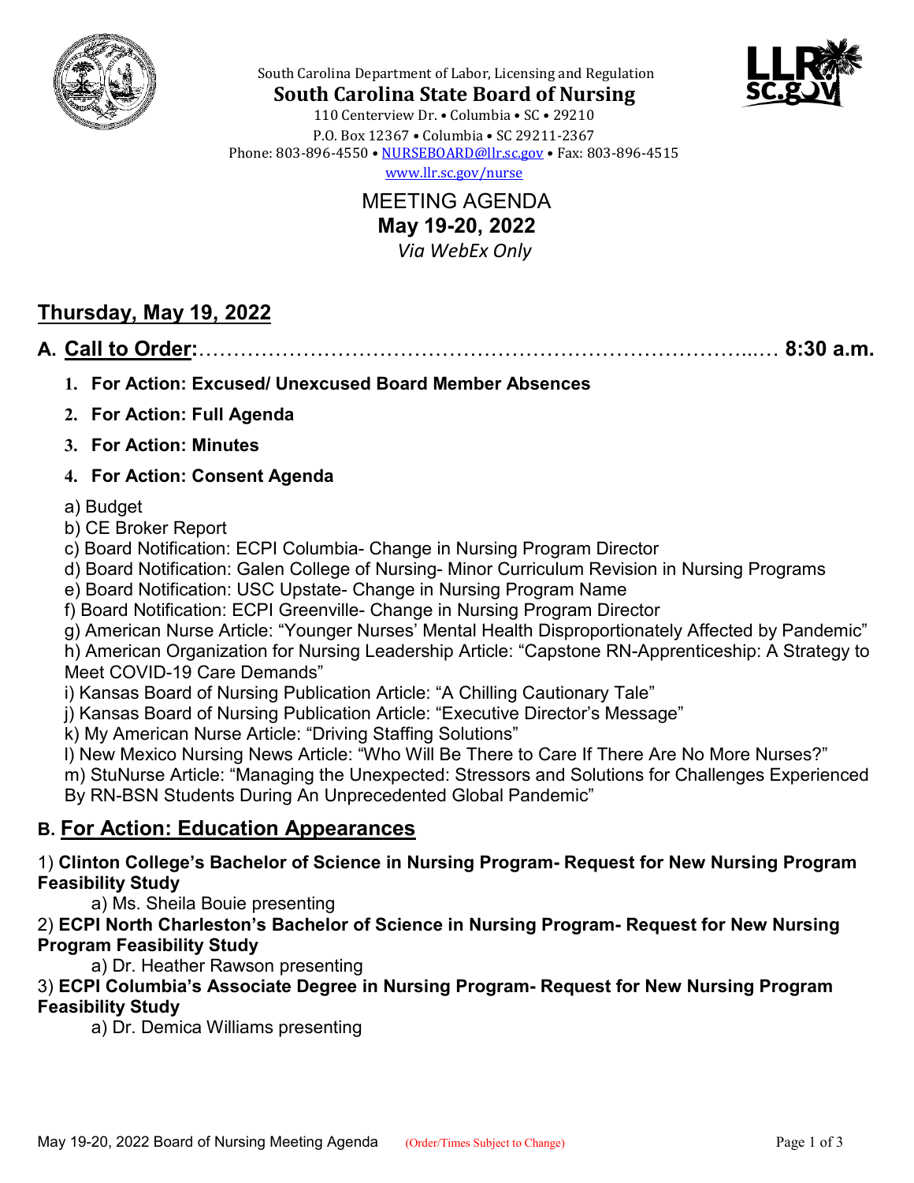South Carolina Department of Labor, Licensing and Regulation

# South Carolina State Board of Nursing

110 Centerview Dr. • Columbia • SC • 29210
P.O. Box 12367 • Columbia • SC 29211-2367
Phone: 803-896-4550 • NURSEBOARD@llr.sc.gov • Fax: 803-896-4515
www.llr.sc.gov/nurse

MEETING AGENDA
**May 19-20, 2022**
*Via WebEx Only*

## Thursday, May 19, 2022

### A. Call to Order:……………………………………………………………………...… 8:30 a.m.

1. **For Action: Excused/ Unexcused Board Member Absences**
2. **For Action: Full Agenda**
3. **For Action: Minutes**
4. **For Action: Consent Agenda**

a) Budget
b) CE Broker Report
c) Board Notification: ECPI Columbia- Change in Nursing Program Director
d) Board Notification: Galen College of Nursing- Minor Curriculum Revision in Nursing Programs
e) Board Notification: USC Upstate- Change in Nursing Program Name
f) Board Notification: ECPI Greenville- Change in Nursing Program Director
g) American Nurse Article: "Younger Nurses' Mental Health Disproportionately Affected by Pandemic"
h) American Organization for Nursing Leadership Article: "Capstone RN-Apprenticeship: A Strategy to Meet COVID-19 Care Demands"
i) Kansas Board of Nursing Publication Article: "A Chilling Cautionary Tale"
j) Kansas Board of Nursing Publication Article: "Executive Director's Message"
k) My American Nurse Article: "Driving Staffing Solutions"
l) New Mexico Nursing News Article: "Who Will Be There to Care If There Are No More Nurses?"
m) StuNurse Article: "Managing the Unexpected: Stressors and Solutions for Challenges Experienced By RN-BSN Students During An Unprecedented Global Pandemic"

### B. For Action: Education Appearances

1) **Clinton College's Bachelor of Science in Nursing Program- Request for New Nursing Program Feasibility Study**
   a) Ms. Sheila Bouie presenting
2) **ECPI North Charleston's Bachelor of Science in Nursing Program- Request for New Nursing Program Feasibility Study**
   a) Dr. Heather Rawson presenting
3) **ECPI Columbia's Associate Degree in Nursing Program- Request for New Nursing Program Feasibility Study**
   a) Dr. Demica Williams presenting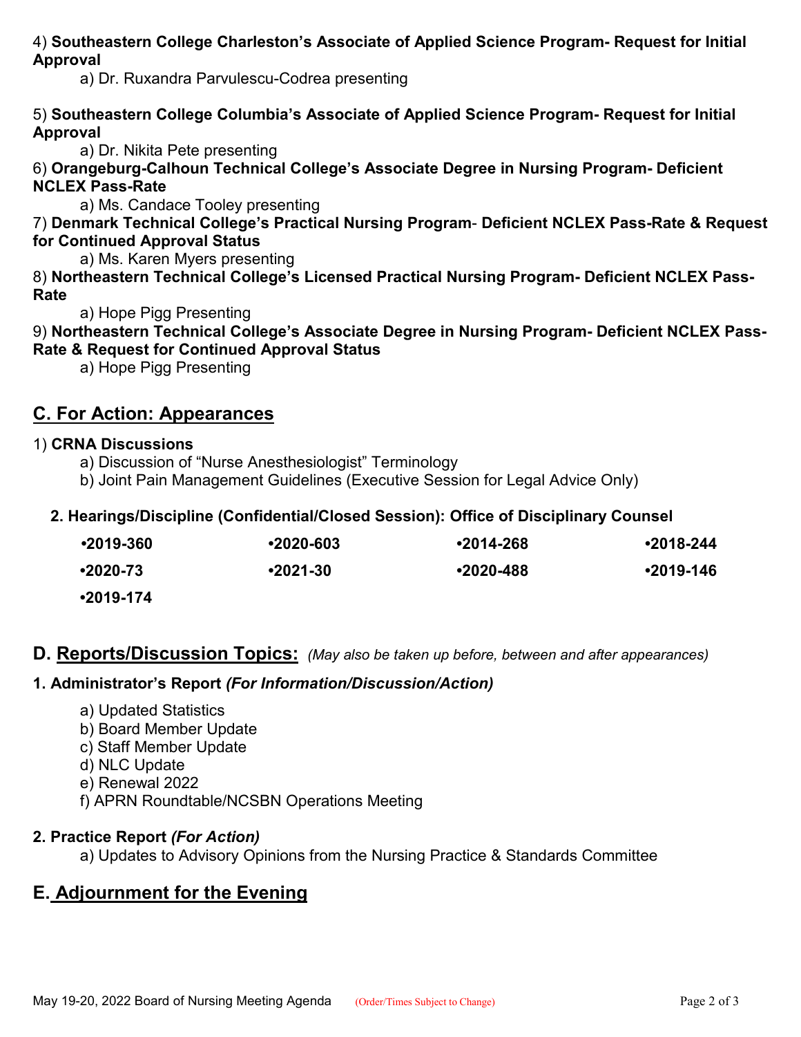4) **Southeastern College Charleston's Associate of Applied Science Program- Request for Initial Approval**

  a) Dr. Ruxandra Parvulescu-Codrea presenting

5) **Southeastern College Columbia's Associate of Applied Science Program- Request for Initial Approval**

  a) Dr. Nikita Pete presenting

6) **Orangeburg-Calhoun Technical College's Associate Degree in Nursing Program- Deficient NCLEX Pass-Rate**

  a) Ms. Candace Tooley presenting

7) **Denmark Technical College's Practical Nursing Program- Deficient NCLEX Pass-Rate & Request for Continued Approval Status**

  a) Ms. Karen Myers presenting

8) **Northeastern Technical College's Licensed Practical Nursing Program- Deficient NCLEX Pass-Rate**

  a) Hope Pigg Presenting

9) **Northeastern Technical College's Associate Degree in Nursing Program- Deficient NCLEX Pass-Rate & Request for Continued Approval Status**

  a) Hope Pigg Presenting

## C. For Action: Appearances

1) **CRNA Discussions**

  a) Discussion of "Nurse Anesthesiologist" Terminology
  b) Joint Pain Management Guidelines (Executive Session for Legal Advice Only)

**2. Hearings/Discipline (Confidential/Closed Session): Office of Disciplinary Counsel**

| | | | |
|---|---|---|---|
| **•2019-360** | **•2020-603** | **•2014-268** | **•2018-244** |
| **•2020-73** | **•2021-30** | **•2020-488** | **•2019-146** |
| **•2019-174** | | | |

## D. Reports/Discussion Topics: *(May also be taken up before, between and after appearances)*

**1. Administrator's Report *(For Information/Discussion/Action)***

  a) Updated Statistics
  b) Board Member Update
  c) Staff Member Update
  d) NLC Update
  e) Renewal 2022
  f) APRN Roundtable/NCSBN Operations Meeting

**2. Practice Report *(For Action)***

  a) Updates to Advisory Opinions from the Nursing Practice & Standards Committee

## E. Adjournment for the Evening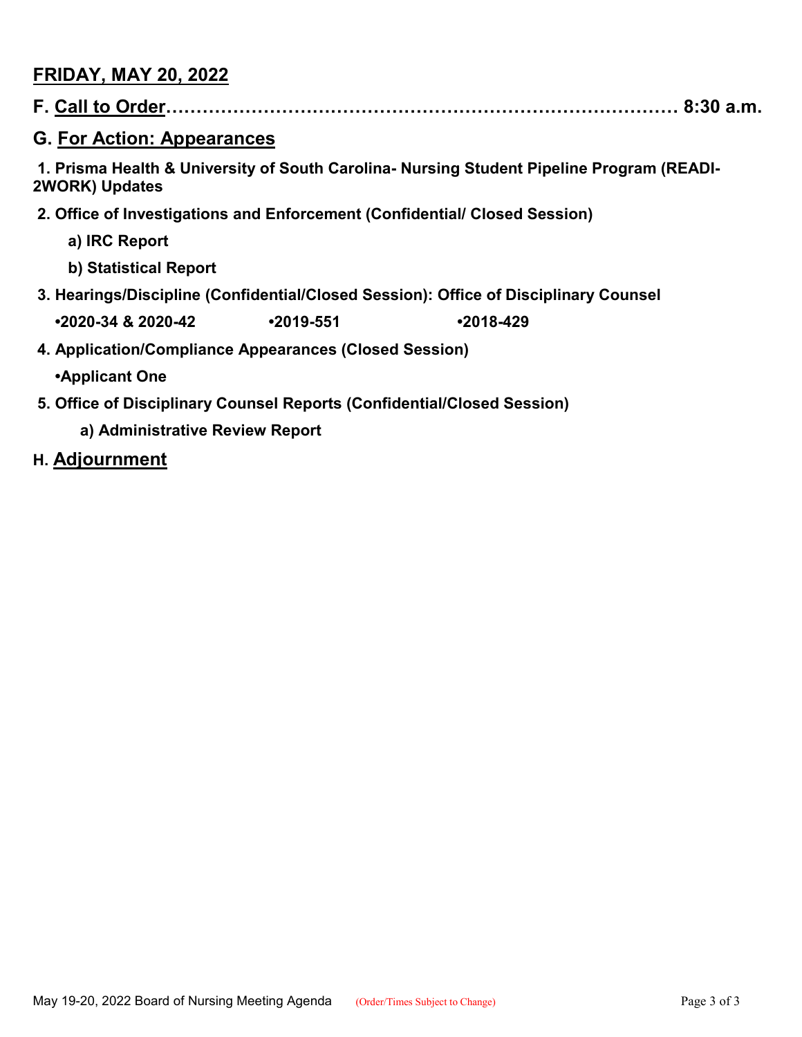## FRIDAY, MAY 20, 2022

**F. Call to Order……………………………………………………………………… 8:30 a.m.**

### G. For Action: Appearances

**1. Prisma Health & University of South Carolina- Nursing Student Pipeline Program (READI-2WORK) Updates**

**2. Office of Investigations and Enforcement (Confidential/ Closed Session)**

- **a) IRC Report**
- **b) Statistical Report**

**3. Hearings/Discipline (Confidential/Closed Session): Office of Disciplinary Counsel**

- **2020-34 & 2020-42**
- **2019-551**
- **2018-429**

**4. Application/Compliance Appearances (Closed Session)**

- **Applicant One**

**5. Office of Disciplinary Counsel Reports (Confidential/Closed Session)**

- **a) Administrative Review Report**

### H. Adjournment